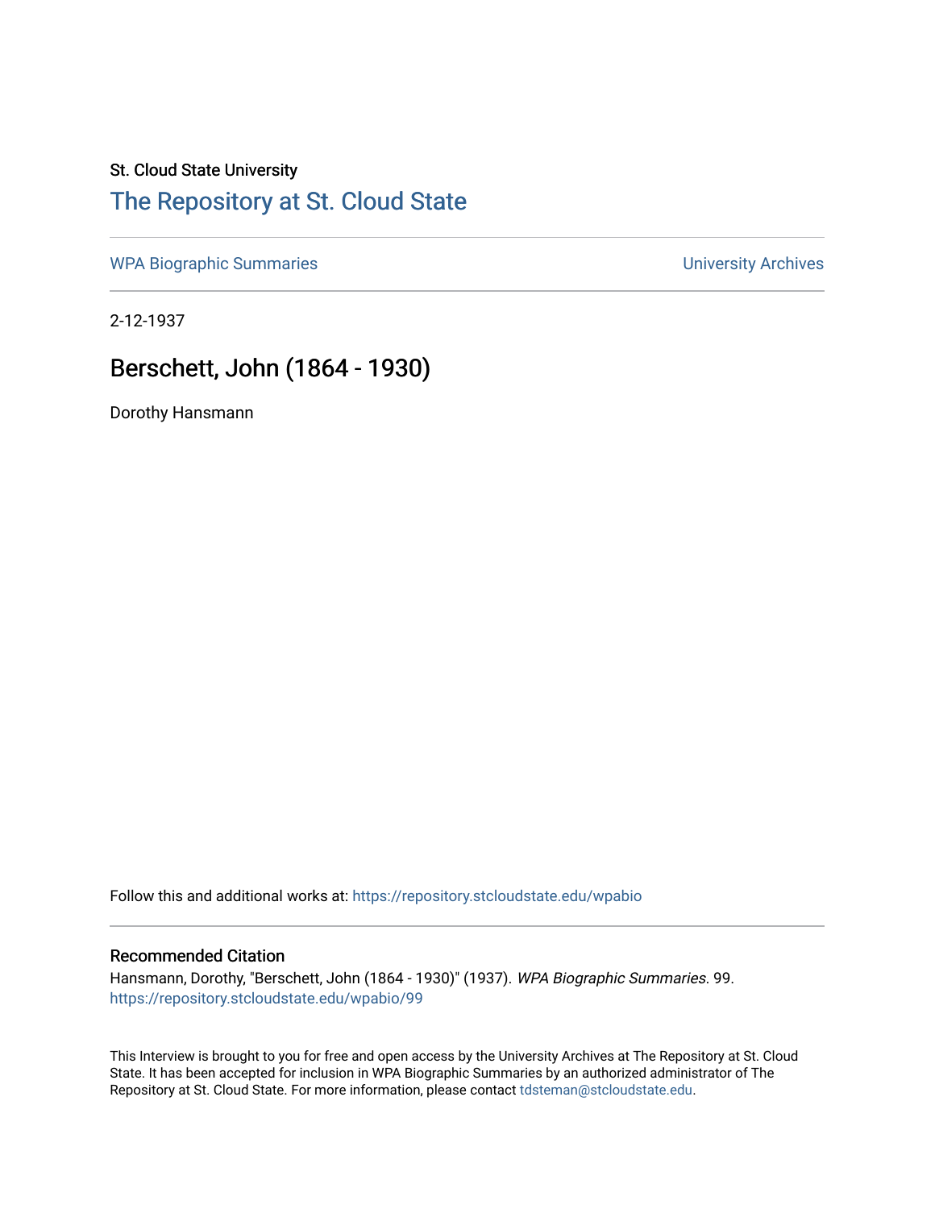St. Cloud State University

# The Repository at St. Cloud State

WPA Biographic Summaries | University Archives

2-12-1937

## Berschett, John (1864 - 1930)

Dorothy Hansmann

Follow this and additional works at: https://repository.stcloudstate.edu/wpabio

### Recommended Citation

Hansmann, Dorothy, "Berschett, John (1864 - 1930)" (1937). *WPA Biographic Summaries*. 99.
https://repository.stcloudstate.edu/wpabio/99

This Interview is brought to you for free and open access by the University Archives at The Repository at St. Cloud State. It has been accepted for inclusion in WPA Biographic Summaries by an authorized administrator of The Repository at St. Cloud State. For more information, please contact tdsteman@stcloudstate.edu.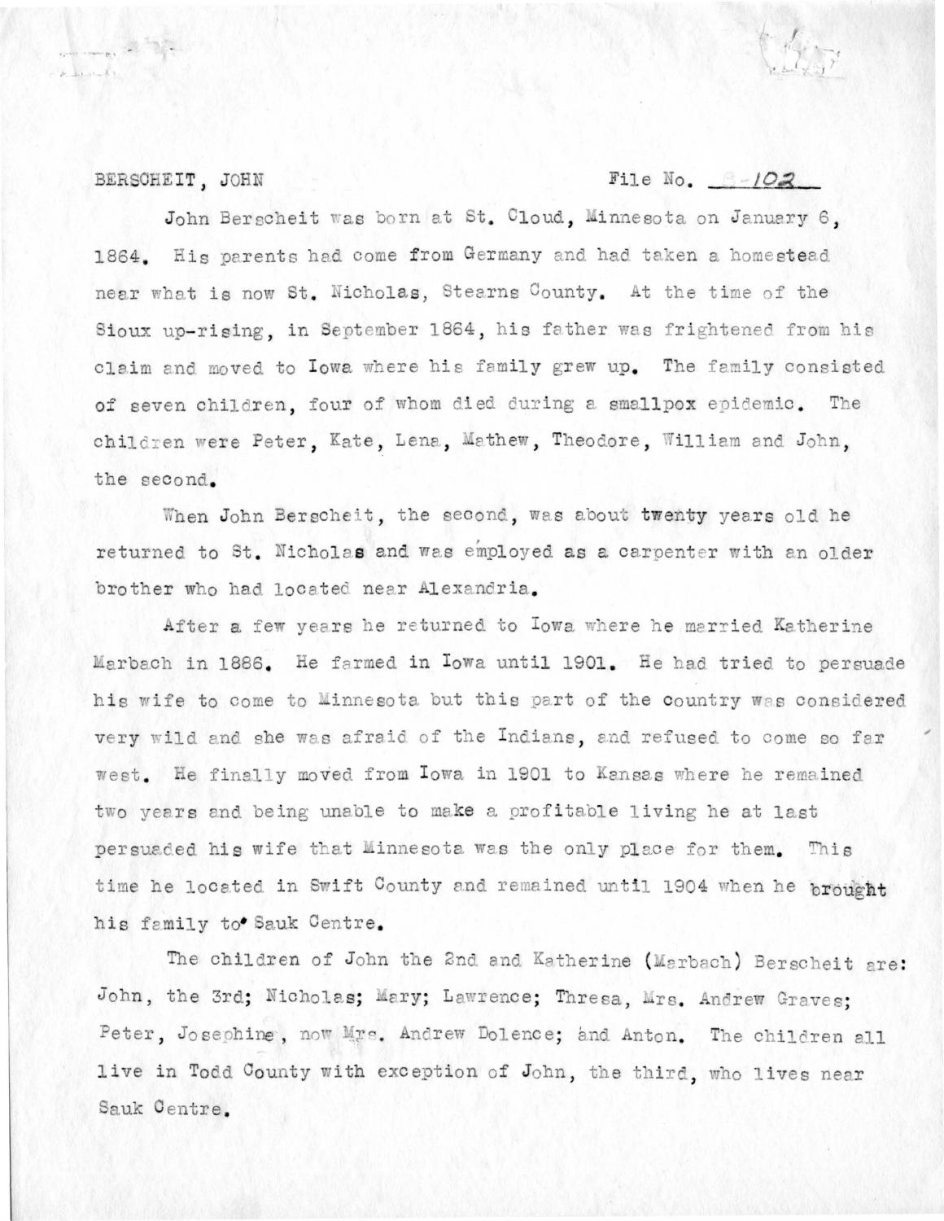BERSCHEIT, JOHN File No. B-102

John Berscheit was born at St. Cloud, Minnesota on January 6, 1864. His parents had come from Germany and had taken a homestead near what is now St. Nicholas, Stearns County. At the time of the Sioux up-rising, in September 1864, his father was frightened from his claim and moved to Iowa where his family grew up. The family consisted of seven children, four of whom died during a smallpox epidemic. The children were Peter, Kate, Lena, Mathew, Theodore, William and John, the second.

When John Berscheit, the second, was about twenty years old he returned to St. Nicholas and was employed as a carpenter with an older brother who had located near Alexandria.

After a few years he returned to Iowa where he married Katherine Marbach in 1886. He farmed in Iowa until 1901. He had tried to persuade his wife to come to Minnesota but this part of the country was considered very wild and she was afraid of the Indians, and refused to come so far west. He finally moved from Iowa in 1901 to Kansas where he remained two years and being unable to make a profitable living he at last persuaded his wife that Minnesota was the only place for them. This time he located in Swift County and remained until 1904 when he brought his family to Sauk Centre.

The children of John the 2nd and Katherine (Marbach) Berscheit are: John, the 3rd; Nicholas; Mary; Lawrence; Thresa, Mrs. Andrew Graves; Peter, Josephine, now Mrs. Andrew Dolence; and Anton. The children all live in Todd County with exception of John, the third, who lives near Sauk Centre.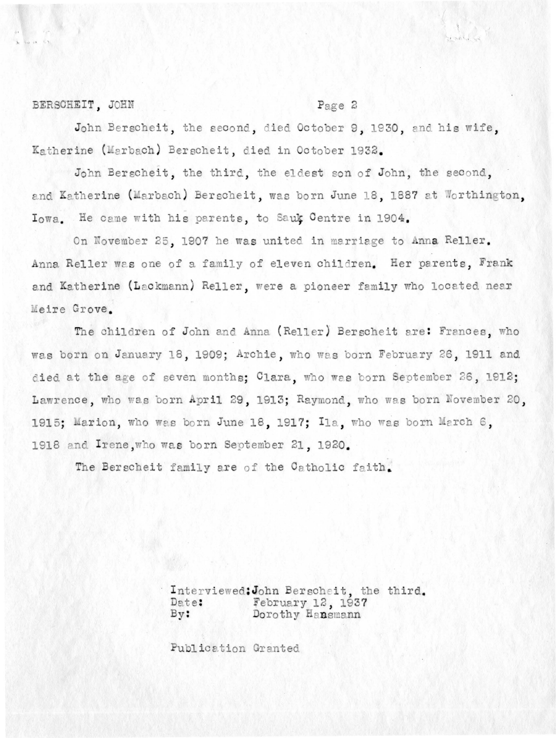John Berscheit, the second, died October 9, 1930, and his wife, Katherine (Marbach) Berscheit, died in October 1932.

John Berscheit, the third, the eldest son of John, the second, and Katherine (Marbach) Berscheit, was born June 18, 1887 at Worthington, Iowa. He came with his parents, to Sauk Centre in 1904.

On November 25, 1907 he was united in marriage to Anna Reller. Anna Reller was one of a family of eleven children. Her parents, Frank and Katherine (Lackmann) Reller, were a pioneer family who located near Meire Grove.

The children of John and Anna (Reller) Berscheit are: Frances, who was born on January 18, 1909; Archie, who was born February 26, 1911 and died at the age of seven months; Clara, who was born September 26, 1912; Lawrence, who was born April 29, 1913; Raymond, who was born November 20, 1915; Marion, who was born June 18, 1917; Ila, who was born March 6, 1918 and Irene, who was born September 21, 1920.

The Berscheit family are of the Catholic faith.

Interviewed: John Berscheit, the third.
Date: February 12, 1937
By: Dorothy Hansmann

Publication Granted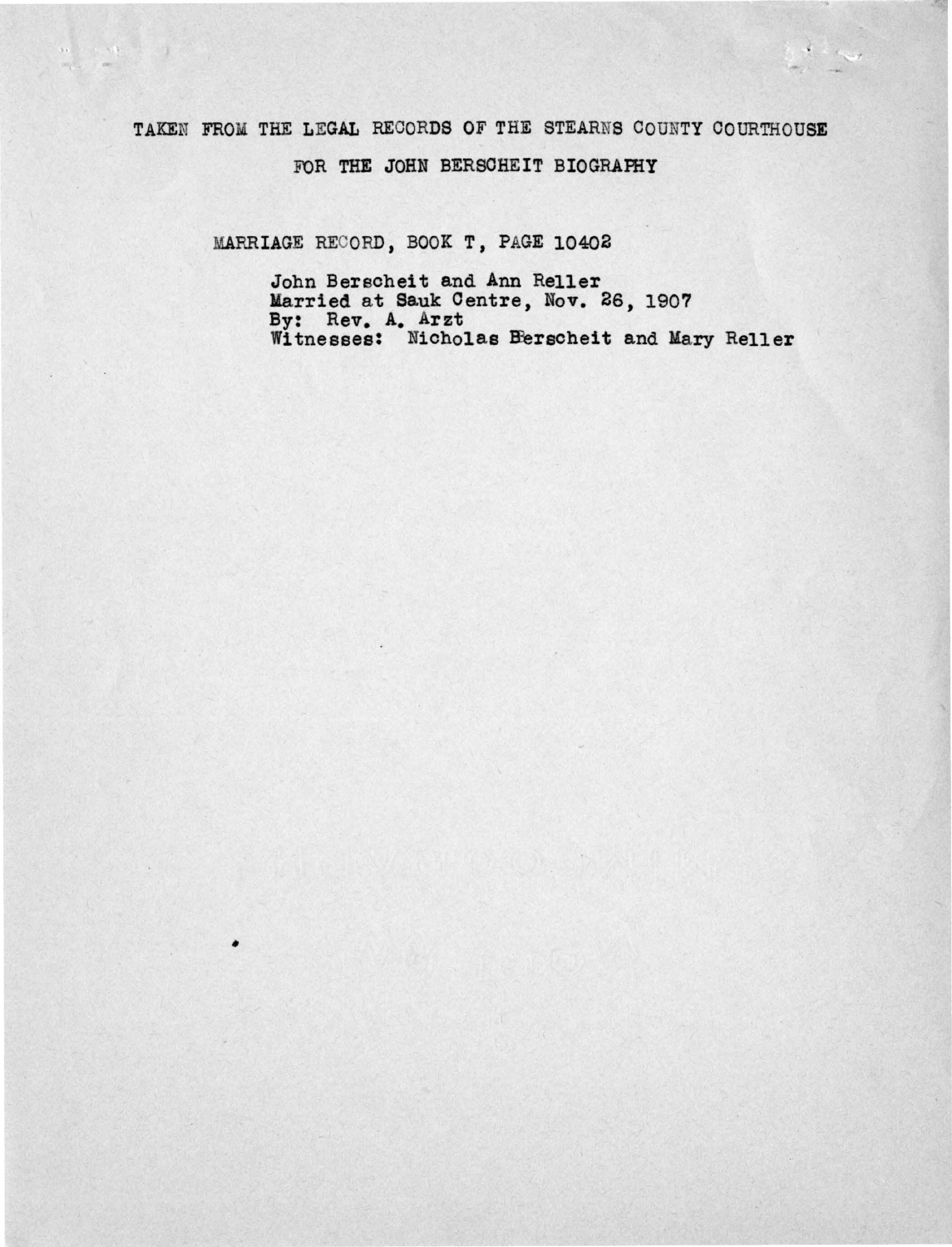TAKEN FROM THE LEGAL RECORDS OF THE STEARNS COUNTY COURTHOUSE

FOR THE JOHN BERSCHEIT BIOGRAPHY

MARRIAGE RECORD, BOOK T, PAGE 10402

John Berscheit and Ann Reller
Married at Sauk Centre, Nov. 26, 1907
By: Rev. A. Arzt
Witnesses: Nicholas Berscheit and Mary Reller